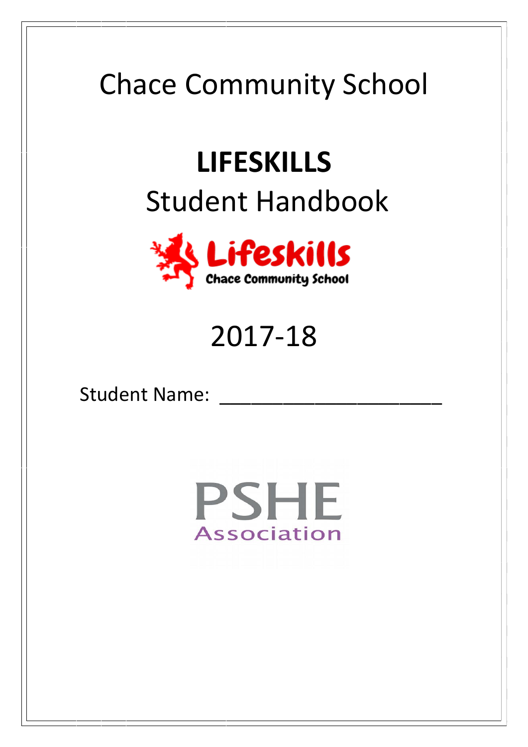# Chace Community School

## LIFESKILLS

## Student Handbook

Lifeskills

Chace Community School

# 2017-18

Student Name: ______________________

PSHE Association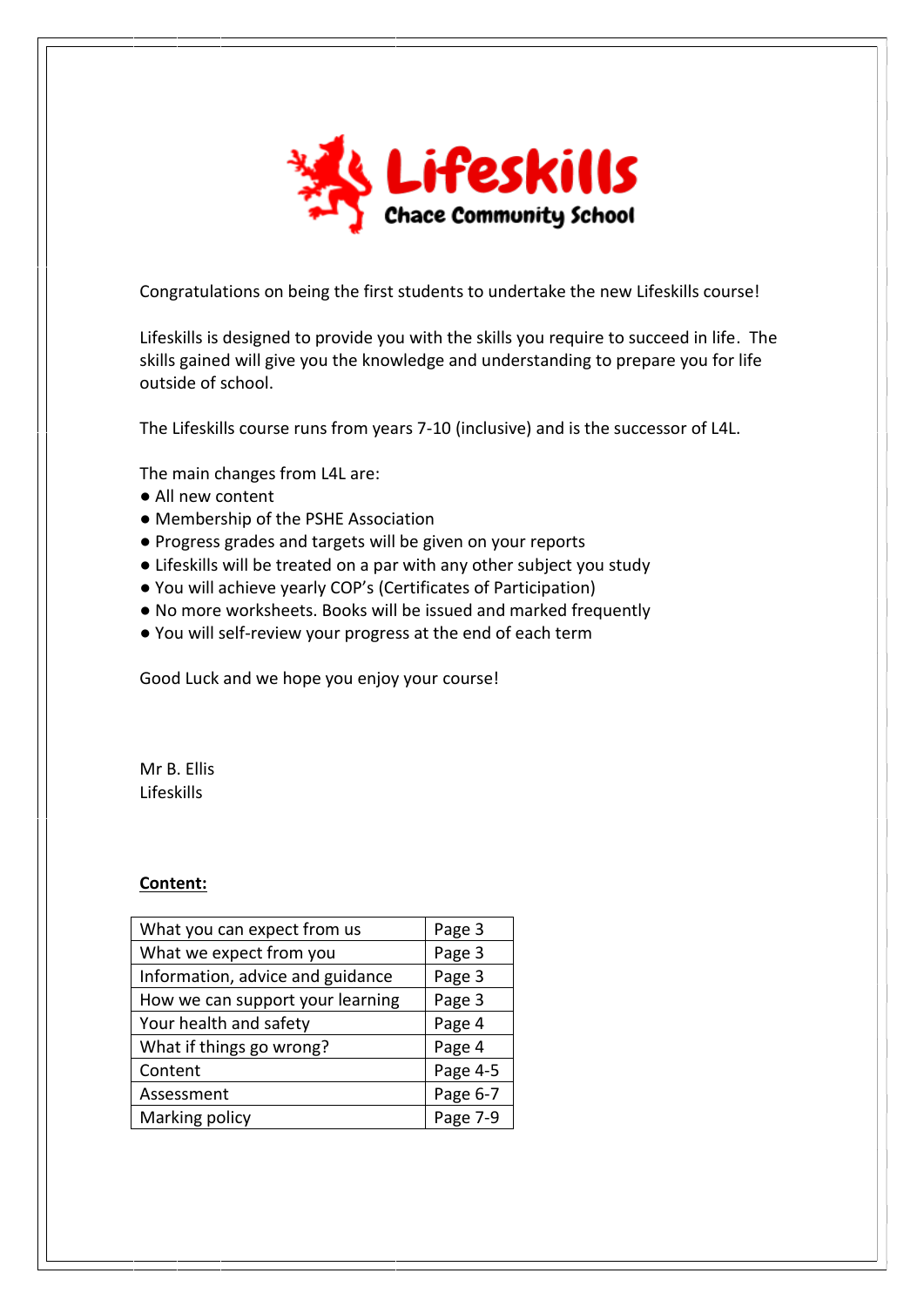# Lifeskills

**Chace Community School**

Congratulations on being the first students to undertake the new Lifeskills course!

Lifeskills is designed to provide you with the skills you require to succeed in life. The skills gained will give you the knowledge and understanding to prepare you for life outside of school.

The Lifeskills course runs from years 7-10 (inclusive) and is the successor of L4L.

The main changes from L4L are:

- All new content
- Membership of the PSHE Association
- Progress grades and targets will be given on your reports
- Lifeskills will be treated on a par with any other subject you study
- You will achieve yearly COP's (Certificates of Participation)
- No more worksheets. Books will be issued and marked frequently
- You will self-review your progress at the end of each term

Good Luck and we hope you enjoy your course!

Mr B. Ellis
Lifeskills

**Content:**

| | |
|---|---|
| What you can expect from us | Page 3 |
| What we expect from you | Page 3 |
| Information, advice and guidance | Page 3 |
| How we can support your learning | Page 3 |
| Your health and safety | Page 4 |
| What if things go wrong? | Page 4 |
| Content | Page 4-5 |
| Assessment | Page 6-7 |
| Marking policy | Page 7-9 |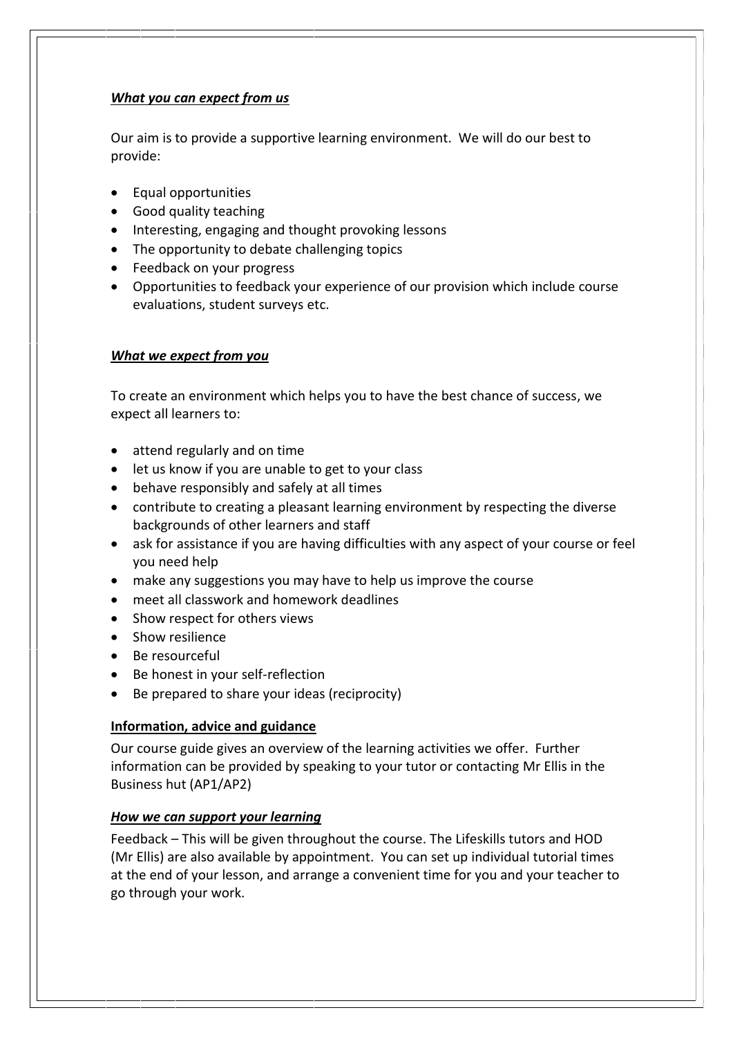***What you can expect from us***

Our aim is to provide a supportive learning environment. We will do our best to provide:

- Equal opportunities
- Good quality teaching
- Interesting, engaging and thought provoking lessons
- The opportunity to debate challenging topics
- Feedback on your progress
- Opportunities to feedback your experience of our provision which include course evaluations, student surveys etc.

***What we expect from you***

To create an environment which helps you to have the best chance of success, we expect all learners to:

- attend regularly and on time
- let us know if you are unable to get to your class
- behave responsibly and safely at all times
- contribute to creating a pleasant learning environment by respecting the diverse backgrounds of other learners and staff
- ask for assistance if you are having difficulties with any aspect of your course or feel you need help
- make any suggestions you may have to help us improve the course
- meet all classwork and homework deadlines
- Show respect for others views
- Show resilience
- Be resourceful
- Be honest in your self-reflection
- Be prepared to share your ideas (reciprocity)

**Information, advice and guidance**

Our course guide gives an overview of the learning activities we offer. Further information can be provided by speaking to your tutor or contacting Mr Ellis in the Business hut (AP1/AP2)

***How we can support your learning***

Feedback – This will be given throughout the course. The Lifeskills tutors and HOD (Mr Ellis) are also available by appointment. You can set up individual tutorial times at the end of your lesson, and arrange a convenient time for you and your teacher to go through your work.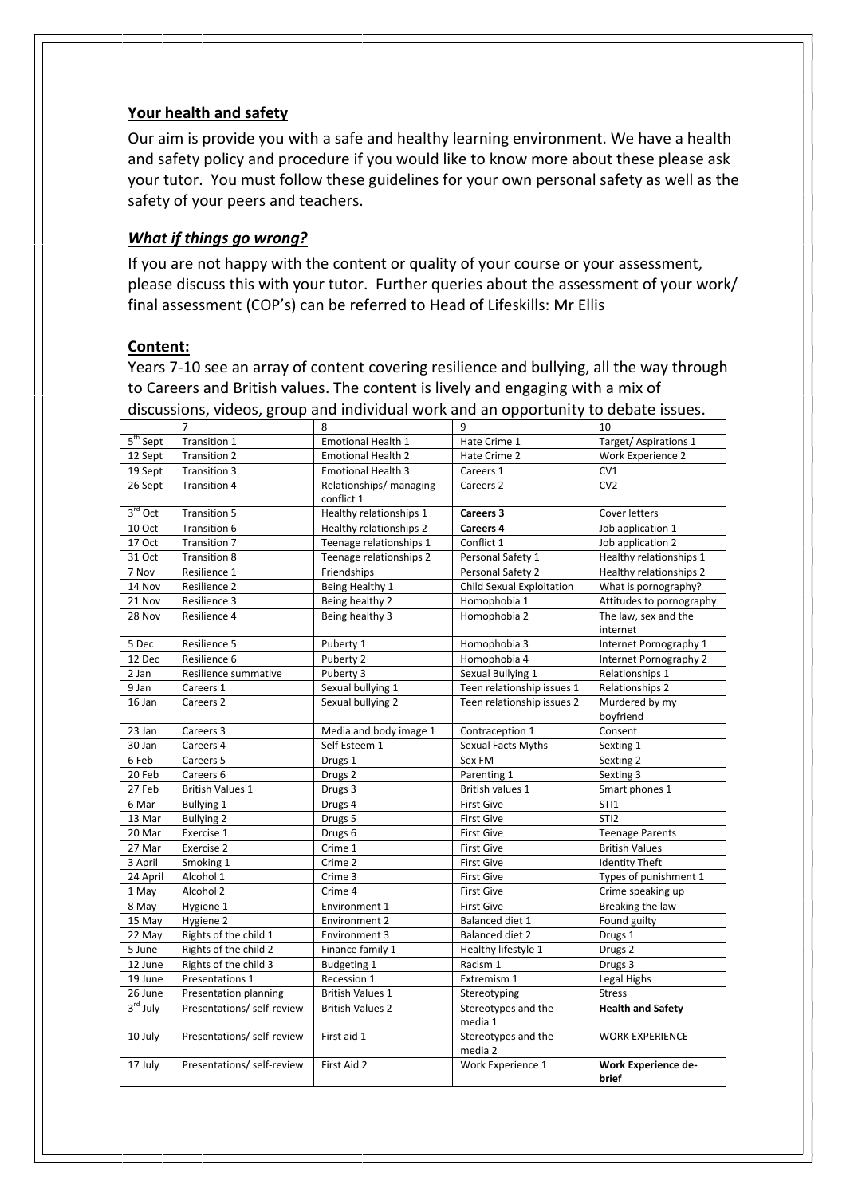## Your health and safety

Our aim is provide you with a safe and healthy learning environment. We have a health and safety policy and procedure if you would like to know more about these please ask your tutor. You must follow these guidelines for your own personal safety as well as the safety of your peers and teachers.

### *What if things go wrong?*

If you are not happy with the content or quality of your course or your assessment, please discuss this with your tutor. Further queries about the assessment of your work/ final assessment (COP's) can be referred to Head of Lifeskills: Mr Ellis

## Content:

Years 7-10 see an array of content covering resilience and bullying, all the way through to Careers and British values. The content is lively and engaging with a mix of discussions, videos, group and individual work and an opportunity to debate issues.

| | 7 | 8 | 9 | 10 |
|---|---|---|---|---|
| 5th Sept | Transition 1 | Emotional Health 1 | Hate Crime 1 | Target/ Aspirations 1 |
| 12 Sept | Transition 2 | Emotional Health 2 | Hate Crime 2 | Work Experience 2 |
| 19 Sept | Transition 3 | Emotional Health 3 | Careers 1 | CV1 |
| 26 Sept | Transition 4 | Relationships/ managing conflict 1 | Careers 2 | CV2 |
| 3rd Oct | Transition 5 | Healthy relationships 1 | **Careers 3** | Cover letters |
| 10 Oct | Transition 6 | Healthy relationships 2 | **Careers 4** | Job application 1 |
| 17 Oct | Transition 7 | Teenage relationships 1 | Conflict 1 | Job application 2 |
| 31 Oct | Transition 8 | Teenage relationships 2 | Personal Safety 1 | Healthy relationships 1 |
| 7 Nov | Resilience 1 | Friendships | Personal Safety 2 | Healthy relationships 2 |
| 14 Nov | Resilience 2 | Being Healthy 1 | Child Sexual Exploitation | What is pornography? |
| 21 Nov | Resilience 3 | Being healthy 2 | Homophobia 1 | Attitudes to pornography |
| 28 Nov | Resilience 4 | Being healthy 3 | Homophobia 2 | The law, sex and the internet |
| 5 Dec | Resilience 5 | Puberty 1 | Homophobia 3 | Internet Pornography 1 |
| 12 Dec | Resilience 6 | Puberty 2 | Homophobia 4 | Internet Pornography 2 |
| 2 Jan | Resilience summative | Puberty 3 | Sexual Bullying 1 | Relationships 1 |
| 9 Jan | Careers 1 | Sexual bullying 1 | Teen relationship issues 1 | Relationships 2 |
| 16 Jan | Careers 2 | Sexual bullying 2 | Teen relationship issues 2 | Murdered by my boyfriend |
| 23 Jan | Careers 3 | Media and body image 1 | Contraception 1 | Consent |
| 30 Jan | Careers 4 | Self Esteem 1 | Sexual Facts Myths | Sexting 1 |
| 6 Feb | Careers 5 | Drugs 1 | Sex FM | Sexting 2 |
| 20 Feb | Careers 6 | Drugs 2 | Parenting 1 | Sexting 3 |
| 27 Feb | British Values 1 | Drugs 3 | British values 1 | Smart phones 1 |
| 6 Mar | Bullying 1 | Drugs 4 | First Give | STI1 |
| 13 Mar | Bullying 2 | Drugs 5 | First Give | STI2 |
| 20 Mar | Exercise 1 | Drugs 6 | First Give | Teenage Parents |
| 27 Mar | Exercise 2 | Crime 1 | First Give | British Values |
| 3 April | Smoking 1 | Crime 2 | First Give | Identity Theft |
| 24 April | Alcohol 1 | Crime 3 | First Give | Types of punishment 1 |
| 1 May | Alcohol 2 | Crime 4 | First Give | Crime speaking up |
| 8 May | Hygiene 1 | Environment 1 | First Give | Breaking the law |
| 15 May | Hygiene 2 | Environment 2 | Balanced diet 1 | Found guilty |
| 22 May | Rights of the child 1 | Environment 3 | Balanced diet 2 | Drugs 1 |
| 5 June | Rights of the child 2 | Finance family 1 | Healthy lifestyle 1 | Drugs 2 |
| 12 June | Rights of the child 3 | Budgeting 1 | Racism 1 | Drugs 3 |
| 19 June | Presentations 1 | Recession 1 | Extremism 1 | Legal Highs |
| 26 June | Presentation planning | British Values 1 | Stereotyping | Stress |
| 3rd July | Presentations/ self-review | British Values 2 | Stereotypes and the media 1 | **Health and Safety** |
| 10 July | Presentations/ self-review | First aid 1 | Stereotypes and the media 2 | WORK EXPERIENCE |
| 17 July | Presentations/ self-review | First Aid 2 | Work Experience 1 | **Work Experience de-brief** |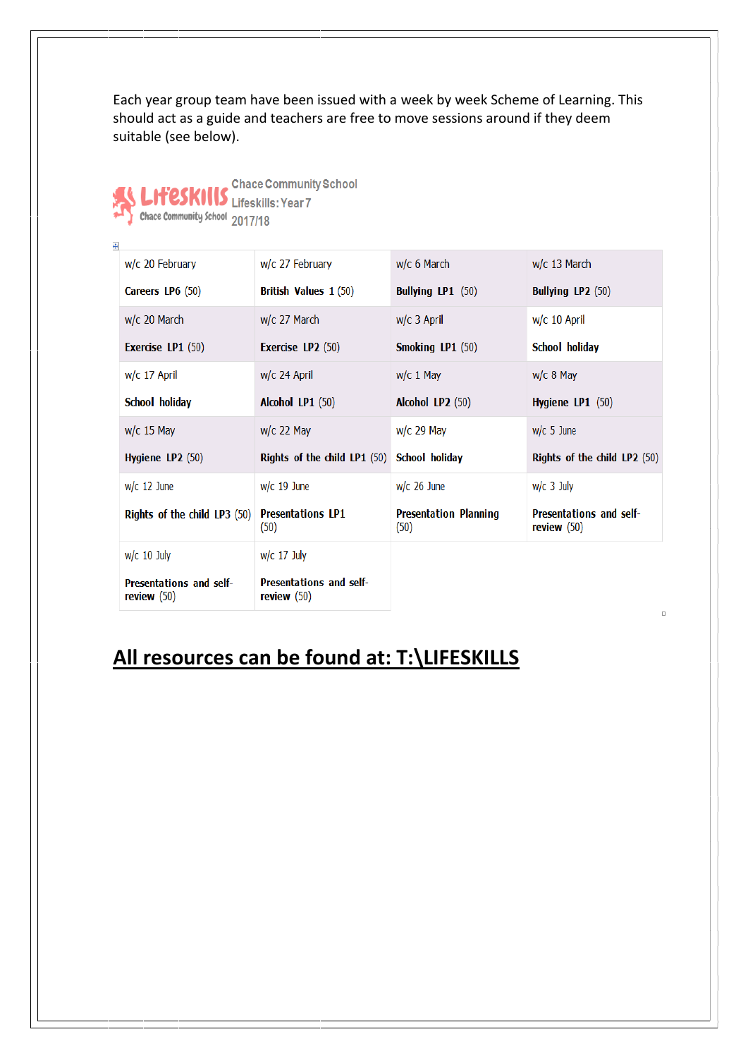Each year group team have been issued with a week by week Scheme of Learning. This should act as a guide and teachers are free to move sessions around if they deem suitable (see below).

Lifeskills Chace Community School

Chace Community School
Lifeskills: Year 7
2017/18

| | | | |
|---|---|---|---|
| w/c 20 February<br>**Careers LP6** (50) | w/c 27 February<br>**British Values 1** (50) | w/c 6 March<br>**Bullying LP1** (50) | w/c 13 March<br>**Bullying LP2** (50) |
| w/c 20 March<br>**Exercise LP1** (50) | w/c 27 March<br>**Exercise LP2** (50) | w/c 3 April<br>**Smoking LP1** (50) | w/c 10 April<br>**School holiday** |
| w/c 17 April<br>**School holiday** | w/c 24 April<br>**Alcohol LP1** (50) | w/c 1 May<br>**Alcohol LP2** (50) | w/c 8 May<br>**Hygiene LP1** (50) |
| w/c 15 May<br>**Hygiene LP2** (50) | w/c 22 May<br>**Rights of the child LP1** (50) | w/c 29 May<br>**School holiday** | w/c 5 June<br>**Rights of the child LP2** (50) |
| w/c 12 June<br>**Rights of the child LP3** (50) | w/c 19 June<br>**Presentations LP1** (50) | w/c 26 June<br>**Presentation Planning** (50) | w/c 3 July<br>**Presentations and self-review** (50) |
| w/c 10 July<br>**Presentations and self-review** (50) | w/c 17 July<br>**Presentations and self-review** (50) | | |

## All resources can be found at: T:\LIFESKILLS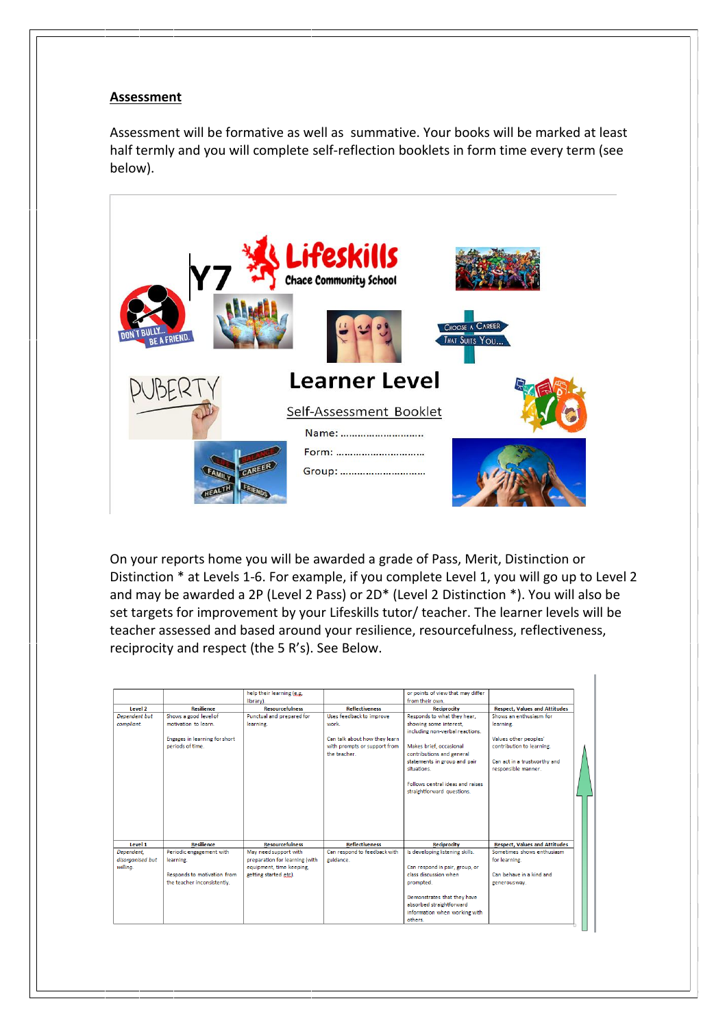## Assessment

Assessment will be formative as well as summative. Your books will be marked at least half termly and you will complete self-reflection booklets in form time every term (see below).

Y7

Lifeskills
Chace Community School

DON'T BULLY... BE A FRIEND.

CHOOSE A CAREER THAT SUITS YOU...

PUBERTY

# Learner Level

Self-Assessment Booklet

Name: ……………………………

Form: ……………………………

Group: ……………………………

On your reports home you will be awarded a grade of Pass, Merit, Distinction or Distinction * at Levels 1-6. For example, if you complete Level 1, you will go up to Level 2 and may be awarded a 2P (Level 2 Pass) or 2D* (Level 2 Distinction *). You will also be set targets for improvement by your Lifeskills tutor/ teacher. The learner levels will be teacher assessed and based around your resilience, resourcefulness, reflectiveness, reciprocity and respect (the 5 R's). See Below.

| | | help their learning (e.g. library). | | or points of view that may differ from their own. | |
|---|---|---|---|---|---|
| **Level 2** | **Resilience** | **Resourcefulness** | **Reflectiveness** | **Reciprocity** | **Respect, Values and Attitudes** |
| *Dependent but compliant.* | Shows a good level of motivation to learn.<br><br>Engages in learning for short periods of time. | Punctual and prepared for learning. | Uses feedback to improve work.<br><br>Can talk about how they learn with prompts or support from the teacher. | Responds to what they hear, showing some interest, including non-verbal reactions.<br><br>Makes brief, occasional contributions and general statements in group and pair situations.<br><br>Follows central ideas and raises straightforward questions. | Shows an enthusiasm for learning.<br><br>Values other peoples' contribution to learning.<br><br>Can act in a trustworthy and responsible manner. |
| **Level 1** | **Resilience** | **Resourcefulness** | **Reflectiveness** | **Reciprocity** | **Respect, Values and Attitudes** |
| *Dependent, disorganised but willing.* | Periodic engagement with learning.<br><br>Responds to motivation from the teacher inconsistently. | May need support with preparation for learning (with equipment, time keeping, getting started etc). | Can respond to feedback with guidance. | Is developing listening skills.<br><br>Can respond in pair, group, or class discussion when prompted.<br><br>Demonstrates that they have absorbed straightforward information when working with others. | Sometimes shows enthusiasm for learning.<br><br>Can behave in a kind and generous way. |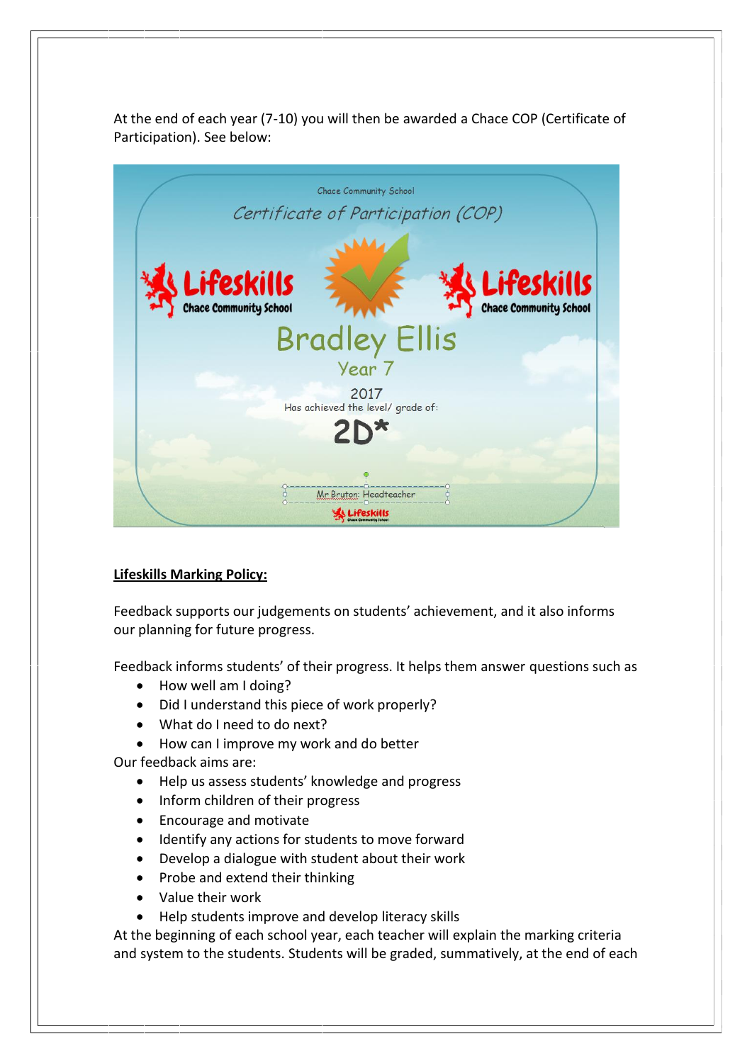At the end of each year (7-10) you will then be awarded a Chace COP (Certificate of Participation). See below:

Chace Community School

*Certificate of Participation (COP)*

Lifeskills Chace Community School

Lifeskills Chace Community School

Bradley Ellis

Year 7

2017

Has achieved the level/ grade of:

**2D***

Mr Bruton: Headteacher

Lifeskills

**Lifeskills Marking Policy:**

Feedback supports our judgements on students' achievement, and it also informs our planning for future progress.

Feedback informs students' of their progress. It helps them answer questions such as

- How well am I doing?
- Did I understand this piece of work properly?
- What do I need to do next?
- How can I improve my work and do better

Our feedback aims are:

- Help us assess students' knowledge and progress
- Inform children of their progress
- Encourage and motivate
- Identify any actions for students to move forward
- Develop a dialogue with student about their work
- Probe and extend their thinking
- Value their work
- Help students improve and develop literacy skills

At the beginning of each school year, each teacher will explain the marking criteria and system to the students. Students will be graded, summatively, at the end of each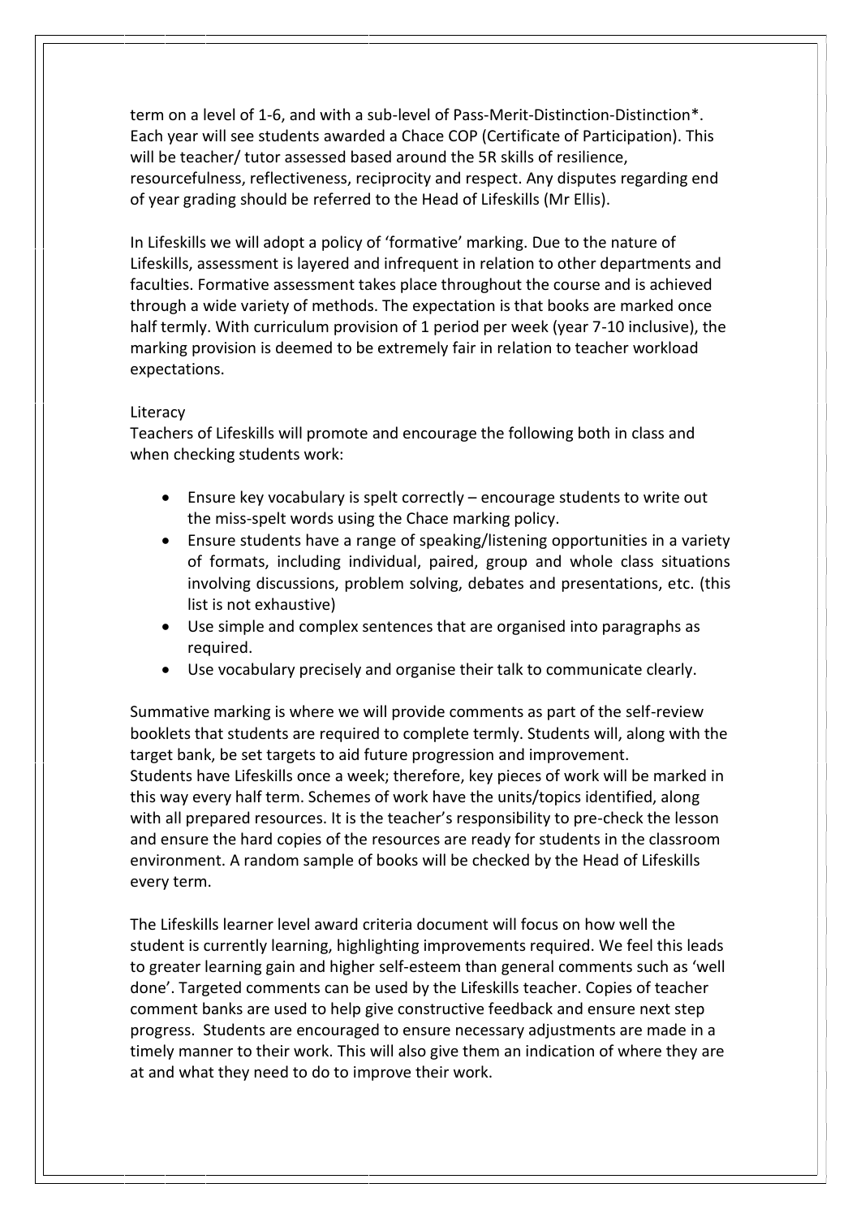term on a level of 1-6, and with a sub-level of Pass-Merit-Distinction-Distinction*. Each year will see students awarded a Chace COP (Certificate of Participation). This will be teacher/ tutor assessed based around the 5R skills of resilience, resourcefulness, reflectiveness, reciprocity and respect. Any disputes regarding end of year grading should be referred to the Head of Lifeskills (Mr Ellis).

In Lifeskills we will adopt a policy of 'formative' marking. Due to the nature of Lifeskills, assessment is layered and infrequent in relation to other departments and faculties. Formative assessment takes place throughout the course and is achieved through a wide variety of methods. The expectation is that books are marked once half termly. With curriculum provision of 1 period per week (year 7-10 inclusive), the marking provision is deemed to be extremely fair in relation to teacher workload expectations.

Literacy

Teachers of Lifeskills will promote and encourage the following both in class and when checking students work:

- Ensure key vocabulary is spelt correctly – encourage students to write out the miss-spelt words using the Chace marking policy.
- Ensure students have a range of speaking/listening opportunities in a variety of formats, including individual, paired, group and whole class situations involving discussions, problem solving, debates and presentations, etc. (this list is not exhaustive)
- Use simple and complex sentences that are organised into paragraphs as required.
- Use vocabulary precisely and organise their talk to communicate clearly.

Summative marking is where we will provide comments as part of the self-review booklets that students are required to complete termly. Students will, along with the target bank, be set targets to aid future progression and improvement.
Students have Lifeskills once a week; therefore, key pieces of work will be marked in this way every half term. Schemes of work have the units/topics identified, along with all prepared resources. It is the teacher's responsibility to pre-check the lesson and ensure the hard copies of the resources are ready for students in the classroom environment. A random sample of books will be checked by the Head of Lifeskills every term.

The Lifeskills learner level award criteria document will focus on how well the student is currently learning, highlighting improvements required. We feel this leads to greater learning gain and higher self-esteem than general comments such as 'well done'. Targeted comments can be used by the Lifeskills teacher. Copies of teacher comment banks are used to help give constructive feedback and ensure next step progress. Students are encouraged to ensure necessary adjustments are made in a timely manner to their work. This will also give them an indication of where they are at and what they need to do to improve their work.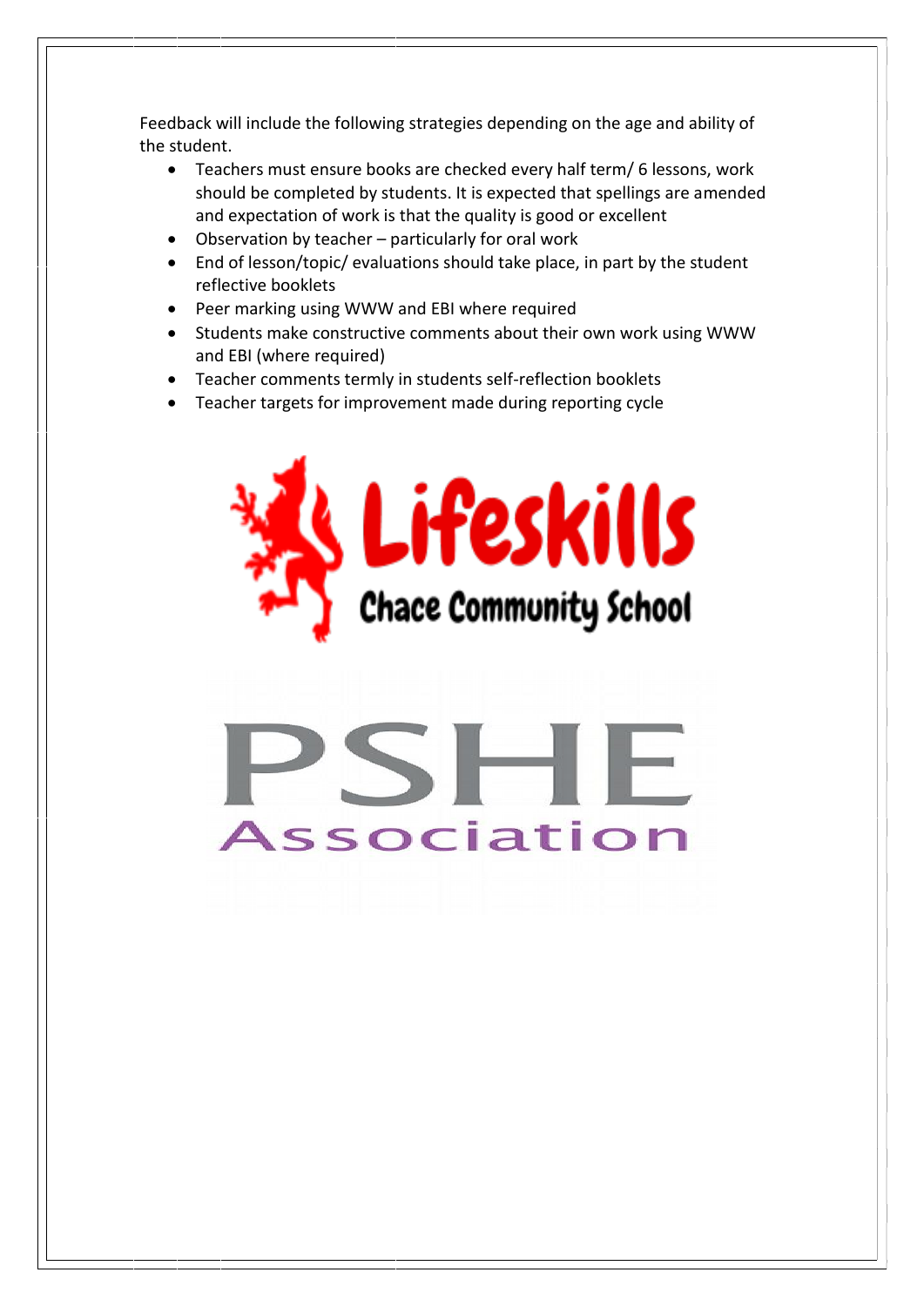Feedback will include the following strategies depending on the age and ability of the student.

- Teachers must ensure books are checked every half term/ 6 lessons, work should be completed by students. It is expected that spellings are amended and expectation of work is that the quality is good or excellent
- Observation by teacher – particularly for oral work
- End of lesson/topic/ evaluations should take place, in part by the student reflective booklets
- Peer marking using WWW and EBI where required
- Students make constructive comments about their own work using WWW and EBI (where required)
- Teacher comments termly in students self-reflection booklets
- Teacher targets for improvement made during reporting cycle

Lifeskills

Chace Community School

PSHE

Association